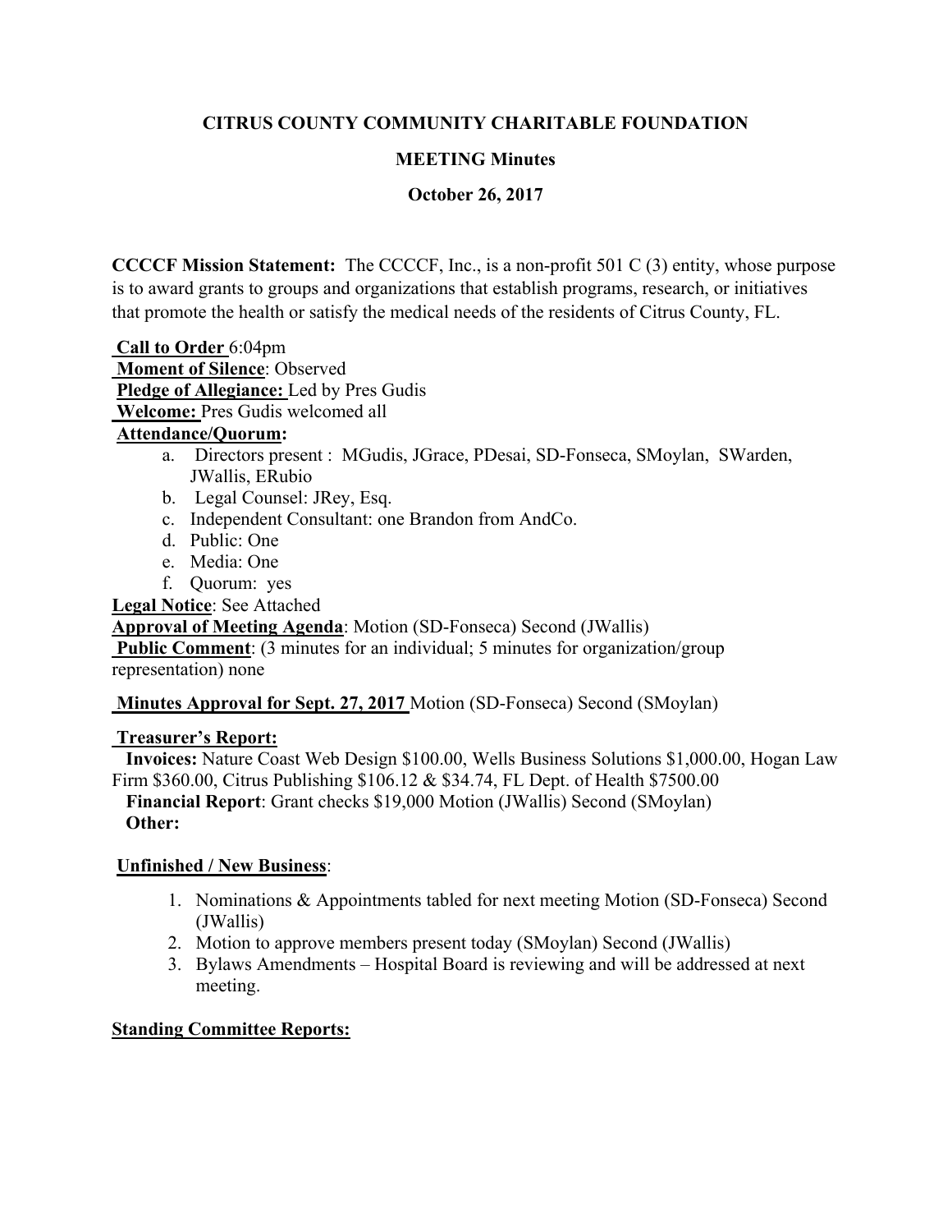# CITRUS COUNTY COMMUNITY CHARITABLE FOUNDATION

## MEETING Minutes

### October 26, 2017

**CCCCF Mission Statement:** The CCCCF, Inc., is a non-profit 501 C (3) entity, whose purpose is to award grants to groups and organizations that establish programs, research, or initiatives that promote the health or satisfy the medical needs of the residents of Citrus County, FL.

**Call to Order** 6:04pm
**Moment of Silence**: Observed
**Pledge of Allegiance:** Led by Pres Gudis
**Welcome:** Pres Gudis welcomed all
**Attendance/Quorum:**

a. Directors present : MGudis, JGrace, PDesai, SD-Fonseca, SMoylan, SWarden, JWallis, ERubio
b. Legal Counsel: JRey, Esq.
c. Independent Consultant: one Brandon from AndCo.
d. Public: One
e. Media: One
f. Quorum: yes

**Legal Notice**: See Attached
**Approval of Meeting Agenda**: Motion (SD-Fonseca) Second (JWallis)
**Public Comment**: (3 minutes for an individual; 5 minutes for organization/group representation) none

**Minutes Approval for Sept. 27, 2017** Motion (SD-Fonseca) Second (SMoylan)

**Treasurer's Report:**
**Invoices:** Nature Coast Web Design $100.00, Wells Business Solutions $1,000.00, Hogan Law Firm $360.00, Citrus Publishing $106.12 & $34.74, FL Dept. of Health $7500.00
**Financial Report**: Grant checks $19,000 Motion (JWallis) Second (SMoylan)
**Other:**

**Unfinished / New Business**:

1. Nominations & Appointments tabled for next meeting Motion (SD-Fonseca) Second (JWallis)
2. Motion to approve members present today (SMoylan) Second (JWallis)
3. Bylaws Amendments – Hospital Board is reviewing and will be addressed at next meeting.

**Standing Committee Reports:**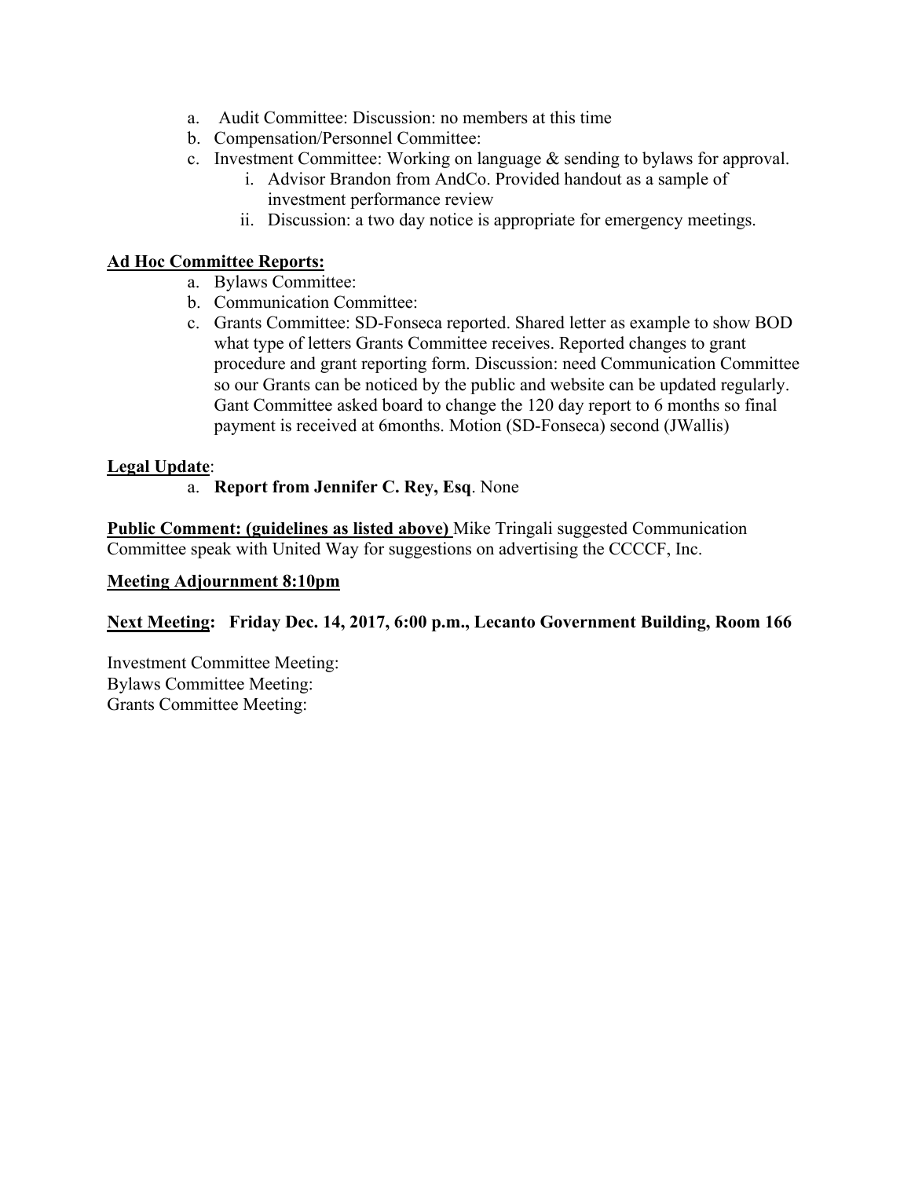a. Audit Committee: Discussion: no members at this time
b. Compensation/Personnel Committee:
c. Investment Committee: Working on language & sending to bylaws for approval.
    i. Advisor Brandon from AndCo. Provided handout as a sample of investment performance review
    ii. Discussion: a two day notice is appropriate for emergency meetings.

**Ad Hoc Committee Reports:**

a. Bylaws Committee:
b. Communication Committee:
c. Grants Committee: SD-Fonseca reported. Shared letter as example to show BOD what type of letters Grants Committee receives. Reported changes to grant procedure and grant reporting form. Discussion: need Communication Committee so our Grants can be noticed by the public and website can be updated regularly. Gant Committee asked board to change the 120 day report to 6 months so final payment is received at 6months. Motion (SD-Fonseca) second (JWallis)

**Legal Update**:

a. **Report from Jennifer C. Rey, Esq**. None

**Public Comment: (guidelines as listed above)** Mike Tringali suggested Communication Committee speak with United Way for suggestions on advertising the CCCCF, Inc.

**Meeting Adjournment 8:10pm**

**Next Meeting: Friday Dec. 14, 2017, 6:00 p.m., Lecanto Government Building, Room 166**

Investment Committee Meeting:
Bylaws Committee Meeting:
Grants Committee Meeting: